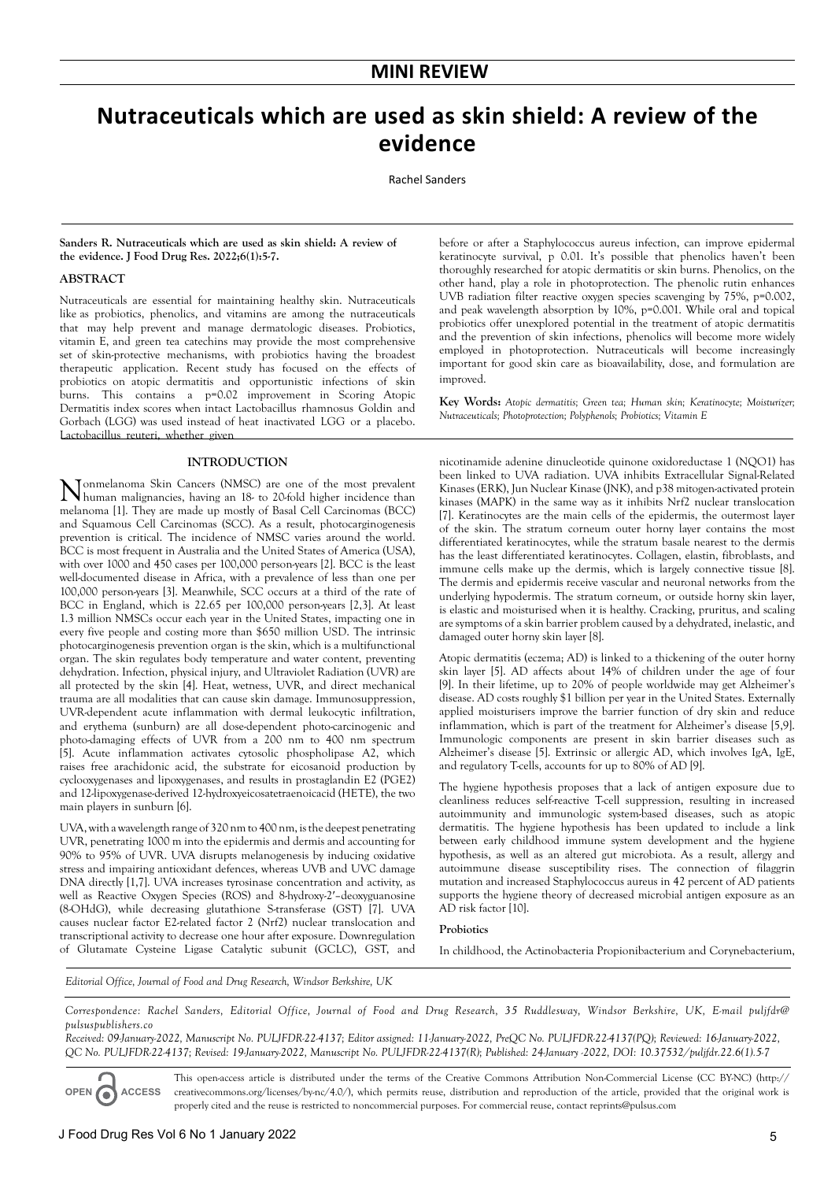**MINI REVIEW**

# Nutraceuticals which are used as skin shield: A review of the evidence

Rachel Sanders

**Sanders R. Nutraceuticals which are used as skin shield: A review of the evidence. J Food Drug Res. 2022;6(1):5-7.**

## ABSTRACT

Nutraceuticals are essential for maintaining healthy skin. Nutraceuticals like as probiotics, phenolics, and vitamins are among the nutraceuticals that may help prevent and manage dermatologic diseases. Probiotics, vitamin E, and green tea catechins may provide the most comprehensive set of skin-protective mechanisms, with probiotics having the broadest therapeutic application. Recent study has focused on the effects of probiotics on atopic dermatitis and opportunistic infections of skin burns. This contains a p=0.02 improvement in Scoring Atopic Dermatitis index scores when intact Lactobacillus rhamnosus Goldin and Gorbach (LGG) was used instead of heat inactivated LGG or a placebo. Lactobacillus reuteri, whether given before or after a Staphylococcus aureus infection, can improve epidermal keratinocyte survival, p 0.01. It's possible that phenolics haven't been thoroughly researched for atopic dermatitis or skin burns. Phenolics, on the other hand, play a role in photoprotection. The phenolic rutin enhances UVB radiation filter reactive oxygen species scavenging by 75%, p=0.002, and peak wavelength absorption by 10%, p=0.001. While oral and topical probiotics offer unexplored potential in the treatment of atopic dermatitis and the prevention of skin infections, phenolics will become more widely employed in photoprotection. Nutraceuticals will become increasingly important for good skin care as bioavailability, dose, and formulation are improved.

**Key Words:** *Atopic dermatitis; Green tea; Human skin; Keratinocyte; Moisturizer; Nutraceuticals; Photoprotection; Polyphenols; Probiotics; Vitamin E*

## INTRODUCTION

Nonmelanoma Skin Cancers (NMSC) are one of the most prevalent human malignancies, having an 18- to 20-fold higher incidence than melanoma [1]. They are made up mostly of Basal Cell Carcinomas (BCC) and Squamous Cell Carcinomas (SCC). As a result, photocarginogenesis prevention is critical. The incidence of NMSC varies around the world. BCC is most frequent in Australia and the United States of America (USA), with over 1000 and 450 cases per 100,000 person-years [2]. BCC is the least well-documented disease in Africa, with a prevalence of less than one per 100,000 person-years [3]. Meanwhile, SCC occurs at a third of the rate of BCC in England, which is 22.65 per 100,000 person-years [2,3]. At least 1.3 million NMSCs occur each year in the United States, impacting one in every five people and costing more than $650 million USD. The intrinsic photocarginogenesis prevention organ is the skin, which is a multifunctional organ. The skin regulates body temperature and water content, preventing dehydration. Infection, physical injury, and Ultraviolet Radiation (UVR) are all protected by the skin [4]. Heat, wetness, UVR, and direct mechanical trauma are all modalities that can cause skin damage. Immunosuppression, UVR-dependent acute inflammation with dermal leukocytic infiltration, and erythema (sunburn) are all dose-dependent photo-carcinogenic and photo-damaging effects of UVR from a 200 nm to 400 nm spectrum [5]. Acute inflammation activates cytosolic phospholipase A2, which raises free arachidonic acid, the substrate for eicosanoid production by cyclooxygenases and lipoxygenases, and results in prostaglandin E2 (PGE2) and 12-lipoxygenase-derived 12-hydroxyeicosatetraenoicacid (HETE), the two main players in sunburn [6].

UVA, with a wavelength range of 320 nm to 400 nm, is the deepest penetrating UVR, penetrating 1000 m into the epidermis and dermis and accounting for 90% to 95% of UVR. UVA disrupts melanogenesis by inducing oxidative stress and impairing antioxidant defences, whereas UVB and UVC damage DNA directly [1,7]. UVA increases tyrosinase concentration and activity, as well as Reactive Oxygen Species (ROS) and 8-hydroxy-2′–deoxyguanosine (8-OHdG), while decreasing glutathione S-transferase (GST) [7]. UVA causes nuclear factor E2-related factor 2 (Nrf2) nuclear translocation and transcriptional activity to decrease one hour after exposure. Downregulation of Glutamate Cysteine Ligase Catalytic subunit (GCLC), GST, and nicotinamide adenine dinucleotide quinone oxidoreductase 1 (NQO1) has been linked to UVA radiation. UVA inhibits Extracellular Signal-Related Kinases (ERK), Jun Nuclear Kinase (JNK), and p38 mitogen-activated protein kinases (MAPK) in the same way as it inhibits Nrf2 nuclear translocation [7]. Keratinocytes are the main cells of the epidermis, the outermost layer of the skin. The stratum corneum outer horny layer contains the most differentiated keratinocytes, while the stratum basale nearest to the dermis has the least differentiated keratinocytes. Collagen, elastin, fibroblasts, and immune cells make up the dermis, which is largely connective tissue [8]. The dermis and epidermis receive vascular and neuronal networks from the underlying hypodermis. The stratum corneum, or outside horny skin layer, is elastic and moisturised when it is healthy. Cracking, pruritus, and scaling are symptoms of a skin barrier problem caused by a dehydrated, inelastic, and damaged outer horny skin layer [8].

Atopic dermatitis (eczema; AD) is linked to a thickening of the outer horny skin layer [5]. AD affects about 14% of children under the age of four [9]. In their lifetime, up to 20% of people worldwide may get Alzheimer's disease. AD costs roughly $1 billion per year in the United States. Externally applied moisturisers improve the barrier function of dry skin and reduce inflammation, which is part of the treatment for Alzheimer's disease [5,9]. Immunologic components are present in skin barrier diseases such as Alzheimer's disease [5]. Extrinsic or allergic AD, which involves IgA, IgE, and regulatory T-cells, accounts for up to 80% of AD [9].

The hygiene hypothesis proposes that a lack of antigen exposure due to cleanliness reduces self-reactive T-cell suppression, resulting in increased autoimmunity and immunologic system-based diseases, such as atopic dermatitis. The hygiene hypothesis has been updated to include a link between early childhood immune system development and the hygiene hypothesis, as well as an altered gut microbiota. As a result, allergy and autoimmune disease susceptibility rises. The connection of filaggrin mutation and increased Staphylococcus aureus in 42 percent of AD patients supports the hygiene theory of decreased microbial antigen exposure as an AD risk factor [10].

**Probiotics**

In childhood, the Actinobacteria Propionibacterium and Corynebacterium,

*Editorial Office, Journal of Food and Drug Research, Windsor Berkshire, UK*

*Correspondence: Rachel Sanders, Editorial Office, Journal of Food and Drug Research, 35 Ruddlesway, Windsor Berkshire, UK, E-mail puljfdr@pulsuspublishers.co*

*Received: 09-January-2022, Manuscript No. PULJFDR-22-4137; Editor assigned: 11-January-2022, PreQC No. PULJFDR-22-4137(PQ); Reviewed: 16-January-2022, QC No. PULJFDR-22-4137; Revised: 19-January-2022, Manuscript No. PULJFDR-22-4137(R); Published: 24-January -2022, DOI: 10.37532/puljfdr.22.6(1).5-7*

OPEN ACCESS This open-access article is distributed under the terms of the Creative Commons Attribution Non-Commercial License (CC BY-NC) (http://creativecommons.org/licenses/by-nc/4.0/), which permits reuse, distribution and reproduction of the article, provided that the original work is properly cited and the reuse is restricted to noncommercial purposes. For commercial reuse, contact reprints@pulsus.com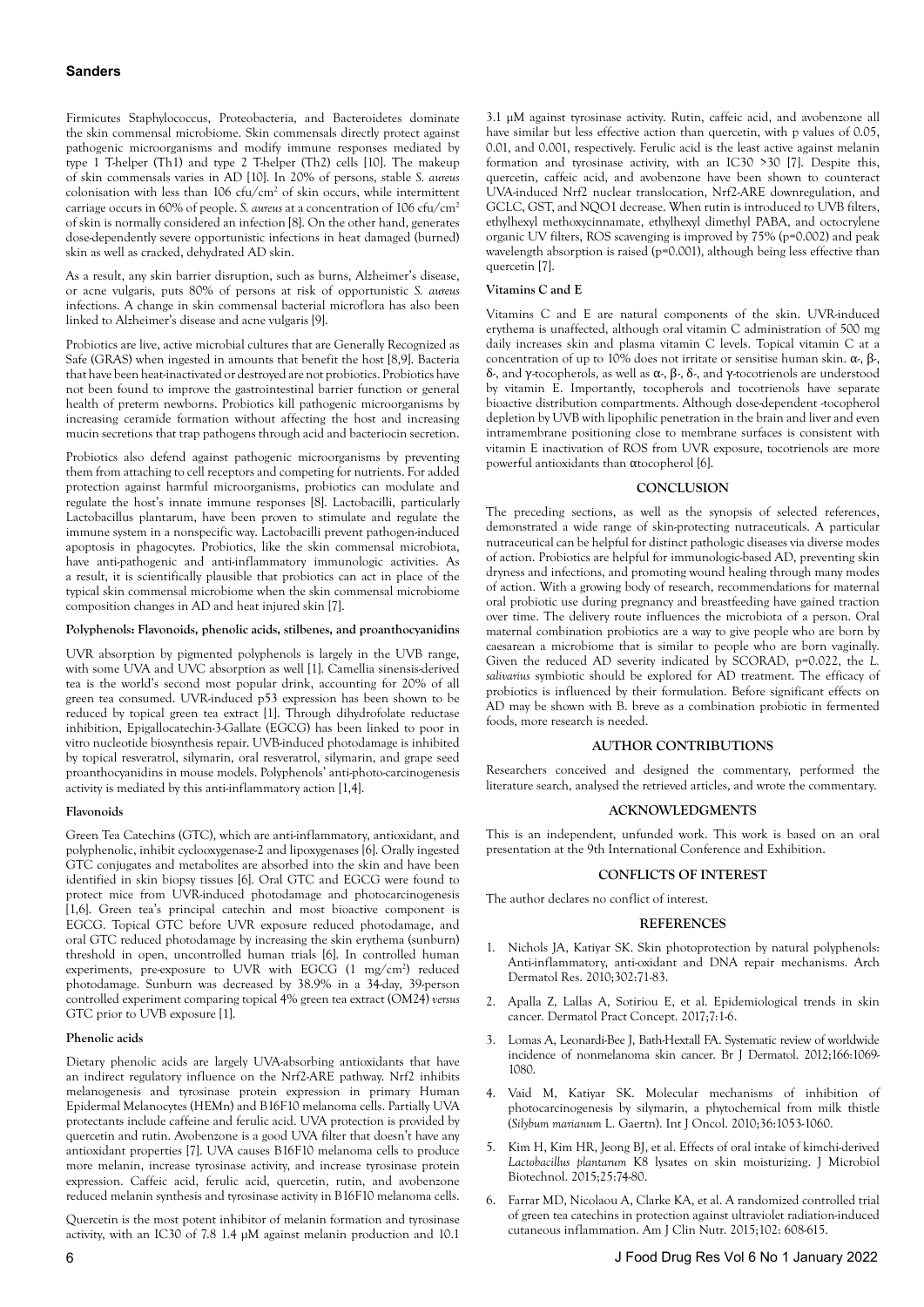Firmicutes Staphylococcus, Proteobacteria, and Bacteroidetes dominate the skin commensal microbiome. Skin commensals directly protect against pathogenic microorganisms and modify immune responses mediated by type 1 T-helper (Th1) and type 2 T-helper (Th2) cells [10]. The makeup of skin commensals varies in AD [10]. In 20% of persons, stable *S. aureus* colonisation with less than 106 cfu/cm$^2$ of skin occurs, while intermittent carriage occurs in 60% of people. *S. aureus* at a concentration of 106 cfu/cm$^2$ of skin is normally considered an infection [8]. On the other hand, generates dose-dependently severe opportunistic infections in heat damaged (burned) skin as well as cracked, dehydrated AD skin.

As a result, any skin barrier disruption, such as burns, Alzheimer's disease, or acne vulgaris, puts 80% of persons at risk of opportunistic *S. aureus* infections. A change in skin commensal bacterial microflora has also been linked to Alzheimer's disease and acne vulgaris [9].

Probiotics are live, active microbial cultures that are Generally Recognized as Safe (GRAS) when ingested in amounts that benefit the host [8,9]. Bacteria that have been heat-inactivated or destroyed are not probiotics. Probiotics have not been found to improve the gastrointestinal barrier function or general health of preterm newborns. Probiotics kill pathogenic microorganisms by increasing ceramide formation without affecting the host and increasing mucin secretions that trap pathogens through acid and bacteriocin secretion.

Probiotics also defend against pathogenic microorganisms by preventing them from attaching to cell receptors and competing for nutrients. For added protection against harmful microorganisms, probiotics can modulate and regulate the host's innate immune responses [8]. Lactobacilli, particularly Lactobacillus plantarum, have been proven to stimulate and regulate the immune system in a nonspecific way. Lactobacilli prevent pathogen-induced apoptosis in phagocytes. Probiotics, like the skin commensal microbiota, have anti-pathogenic and anti-inflammatory immunologic activities. As a result, it is scientifically plausible that probiotics can act in place of the typical skin commensal microbiome when the skin commensal microbiome composition changes in AD and heat injured skin [7].

#### Polyphenols: Flavonoids, phenolic acids, stilbenes, and proanthocyanidins

UVR absorption by pigmented polyphenols is largely in the UVB range, with some UVA and UVC absorption as well [1]. Camellia sinensis-derived tea is the world's second most popular drink, accounting for 20% of all green tea consumed. UVR-induced p53 expression has been shown to be reduced by topical green tea extract [1]. Through dihydrofolate reductase inhibition, Epigallocatechin-3-Gallate (EGCG) has been linked to poor in vitro nucleotide biosynthesis repair. UVB-induced photodamage is inhibited by topical resveratrol, silymarin, oral resveratrol, silymarin, and grape seed proanthocyanidins in mouse models. Polyphenols' anti-photo-carcinogenesis activity is mediated by this anti-inflammatory action [1,4].

#### Flavonoids

Green Tea Catechins (GTC), which are anti-inflammatory, antioxidant, and polyphenolic, inhibit cyclooxygenase-2 and lipoxygenases [6]. Orally ingested GTC conjugates and metabolites are absorbed into the skin and have been identified in skin biopsy tissues [6]. Oral GTC and EGCG were found to protect mice from UVR-induced photodamage and photocarcinogenesis [1,6]. Green tea's principal catechin and most bioactive component is EGCG. Topical GTC before UVR exposure reduced photodamage, and oral GTC reduced photodamage by increasing the skin erythema (sunburn) threshold in open, uncontrolled human trials [6]. In controlled human experiments, pre-exposure to UVR with EGCG (1 mg/cm$^2$) reduced photodamage. Sunburn was decreased by 38.9% in a 34-day, 39-person controlled experiment comparing topical 4% green tea extract (OM24) *versus* GTC prior to UVB exposure [1].

#### Phenolic acids

Dietary phenolic acids are largely UVA-absorbing antioxidants that have an indirect regulatory influence on the Nrf2-ARE pathway. Nrf2 inhibits melanogenesis and tyrosinase protein expression in primary Human Epidermal Melanocytes (HEMn) and B16F10 melanoma cells. Partially UVA protectants include caffeine and ferulic acid. UVA protection is provided by quercetin and rutin. Avobenzone is a good UVA filter that doesn't have any antioxidant properties [7]. UVA causes B16F10 melanoma cells to produce more melanin, increase tyrosinase activity, and increase tyrosinase protein expression. Caffeic acid, ferulic acid, quercetin, rutin, and avobenzone reduced melanin synthesis and tyrosinase activity in B16F10 melanoma cells.

Quercetin is the most potent inhibitor of melanin formation and tyrosinase activity, with an IC30 of 7.8 1.4 μM against melanin production and 10.1 3.1 μM against tyrosinase activity. Rutin, caffeic acid, and avobenzone all have similar but less effective action than quercetin, with p values of 0.05, 0.01, and 0.001, respectively. Ferulic acid is the least active against melanin formation and tyrosinase activity, with an IC30 >30 [7]. Despite this, quercetin, caffeic acid, and avobenzone have been shown to counteract UVA-induced Nrf2 nuclear translocation, Nrf2-ARE downregulation, and GCLC, GST, and NQO1 decrease. When rutin is introduced to UVB filters, ethylhexyl methoxycinnamate, ethylhexyl dimethyl PABA, and octocrylene organic UV filters, ROS scavenging is improved by 75% ($p=0.002$) and peak wavelength absorption is raised ($p=0.001$), although being less effective than quercetin [7].

#### Vitamins C and E

Vitamins C and E are natural components of the skin. UVR-induced erythema is unaffected, although oral vitamin C administration of 500 mg daily increases skin and plasma vitamin C levels. Topical vitamin C at a concentration of up to 10% does not irritate or sensitise human skin. α-, β-, δ-, and γ-tocopherols, as well as α-, β-, δ-, and γ-tocotrienols are understood by vitamin E. Importantly, tocopherols and tocotrienols have separate bioactive distribution compartments. Although dose-dependent -tocopherol depletion by UVB with lipophilic penetration in the brain and liver and even intramembrane positioning close to membrane surfaces is consistent with vitamin E inactivation of ROS from UVR exposure, tocotrienols are more powerful antioxidants than αtocopherol [6].

## CONCLUSION

The preceding sections, as well as the synopsis of selected references, demonstrated a wide range of skin-protecting nutraceuticals. A particular nutraceutical can be helpful for distinct pathologic diseases via diverse modes of action. Probiotics are helpful for immunologic-based AD, preventing skin dryness and infections, and promoting wound healing through many modes of action. With a growing body of research, recommendations for maternal oral probiotic use during pregnancy and breastfeeding have gained traction over time. The delivery route influences the microbiota of a person. Oral maternal combination probiotics are a way to give people who are born by caesarean a microbiome that is similar to people who are born vaginally. Given the reduced AD severity indicated by SCORAD, $p=0.022$, the *L. salivarius* symbiotic should be explored for AD treatment. The efficacy of probiotics is influenced by their formulation. Before significant effects on AD may be shown with B. breve as a combination probiotic in fermented foods, more research is needed.

## AUTHOR CONTRIBUTIONS

Researchers conceived and designed the commentary, performed the literature search, analysed the retrieved articles, and wrote the commentary.

## ACKNOWLEDGMENTS

This is an independent, unfunded work. This work is based on an oral presentation at the 9th International Conference and Exhibition.

## CONFLICTS OF INTEREST

The author declares no conflict of interest.

## REFERENCES

1. Nichols JA, Katiyar SK. Skin photoprotection by natural polyphenols: Anti-inflammatory, anti-oxidant and DNA repair mechanisms. Arch Dermatol Res. 2010;302:71-83.
2. Apalla Z, Lallas A, Sotiriou E, et al. Epidemiological trends in skin cancer. Dermatol Pract Concept. 2017;7:1-6.
3. Lomas A, Leonardi-Bee J, Bath-Hextall FA. Systematic review of worldwide incidence of nonmelanoma skin cancer. Br J Dermatol. 2012;166:1069-1080.
4. Vaid M, Katiyar SK. Molecular mechanisms of inhibition of photocarcinogenesis by silymarin, a phytochemical from milk thistle (*Silybum marianum* L. Gaertn). Int J Oncol. 2010;36:1053-1060.
5. Kim H, Kim HR, Jeong BJ, et al. Effects of oral intake of kimchi-derived *Lactobacillus plantarum* K8 lysates on skin moisturizing. J Microbiol Biotechnol. 2015;25:74-80.
6. Farrar MD, Nicolaou A, Clarke KA, et al. A randomized controlled trial of green tea catechins in protection against ultraviolet radiation-induced cutaneous inflammation. Am J Clin Nutr. 2015;102: 608-615.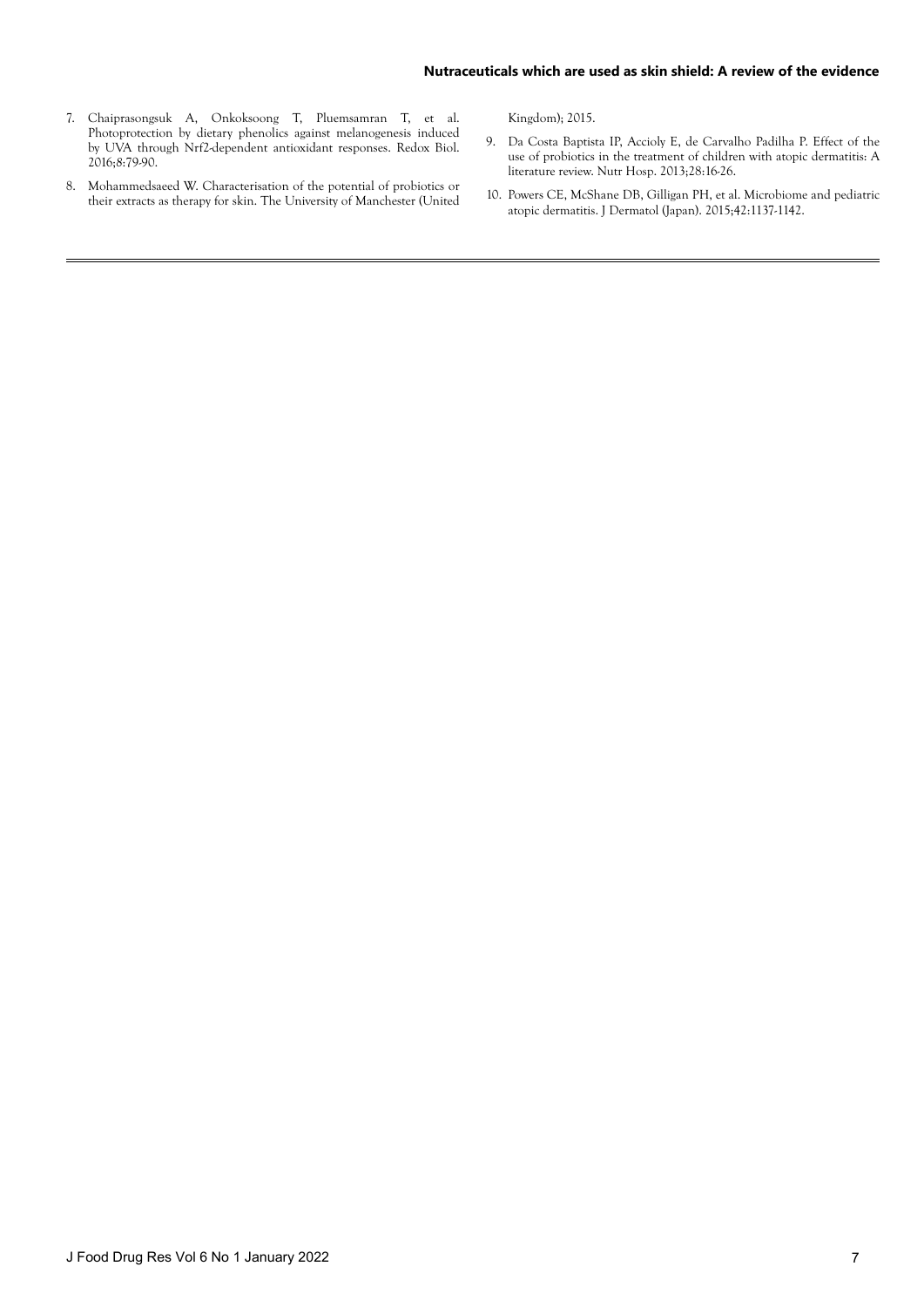7. Chaiprasongsuk A, Onkoksoong T, Pluemsamran T, et al. Photoprotection by dietary phenolics against melanogenesis induced by UVA through Nrf2-dependent antioxidant responses. Redox Biol. 2016;8:79-90.
8. Mohammedsaeed W. Characterisation of the potential of probiotics or their extracts as therapy for skin. The University of Manchester (United Kingdom); 2015.
9. Da Costa Baptista IP, Accioly E, de Carvalho Padilha P. Effect of the use of probiotics in the treatment of children with atopic dermatitis: A literature review. Nutr Hosp. 2013;28:16-26.
10. Powers CE, McShane DB, Gilligan PH, et al. Microbiome and pediatric atopic dermatitis. J Dermatol (Japan). 2015;42:1137-1142.